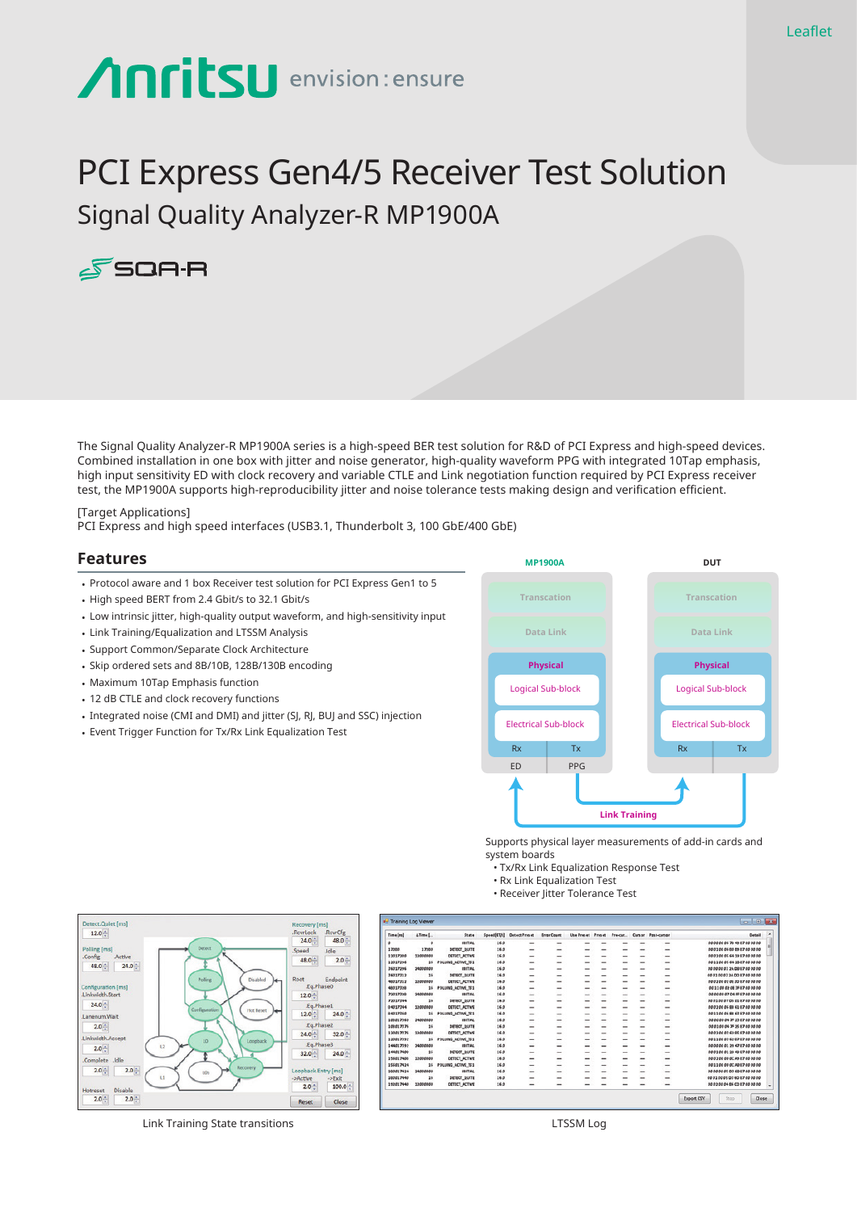Leaflet

# PCI Express Gen4/5 Receiver Test Solution

## Signal Quality Analyzer-R MP1900A

The Signal Quality Analyzer-R MP1900A series is a high-speed BER test solution for R&D of PCI Express and high-speed devices. Combined installation in one box with jitter and noise generator, high-quality waveform PPG with integrated 10Tap emphasis, high input sensitivity ED with clock recovery and variable CTLE and Link negotiation function required by PCI Express receiver test, the MP1900A supports high-reproducibility jitter and noise tolerance tests making design and verification efficient.

[Target Applications]
PCI Express and high speed interfaces (USB3.1, Thunderbolt 3, 100 GbE/400 GbE)

## Features

- Protocol aware and 1 box Receiver test solution for PCI Express Gen1 to 5
- High speed BERT from 2.4 Gbit/s to 32.1 Gbit/s
- Low intrinsic jitter, high-quality output waveform, and high-sensitivity input
- Link Training/Equalization and LTSSM Analysis
- Support Common/Separate Clock Architecture
- Skip ordered sets and 8B/10B, 128B/130B encoding
- Maximum 10Tap Emphasis function
- 12 dB CTLE and clock recovery functions
- Integrated noise (CMI and DMI) and jitter (SJ, RJ, BUJ and SSC) injection
- Event Trigger Function for Tx/Rx Link Equalization Test

Supports physical layer measurements of add-in cards and system boards
- Tx/Rx Link Equalization Response Test
- Rx Link Equalization Test
- Receiver Jitter Tolerance Test

Link Training State transitions

LTSSM Log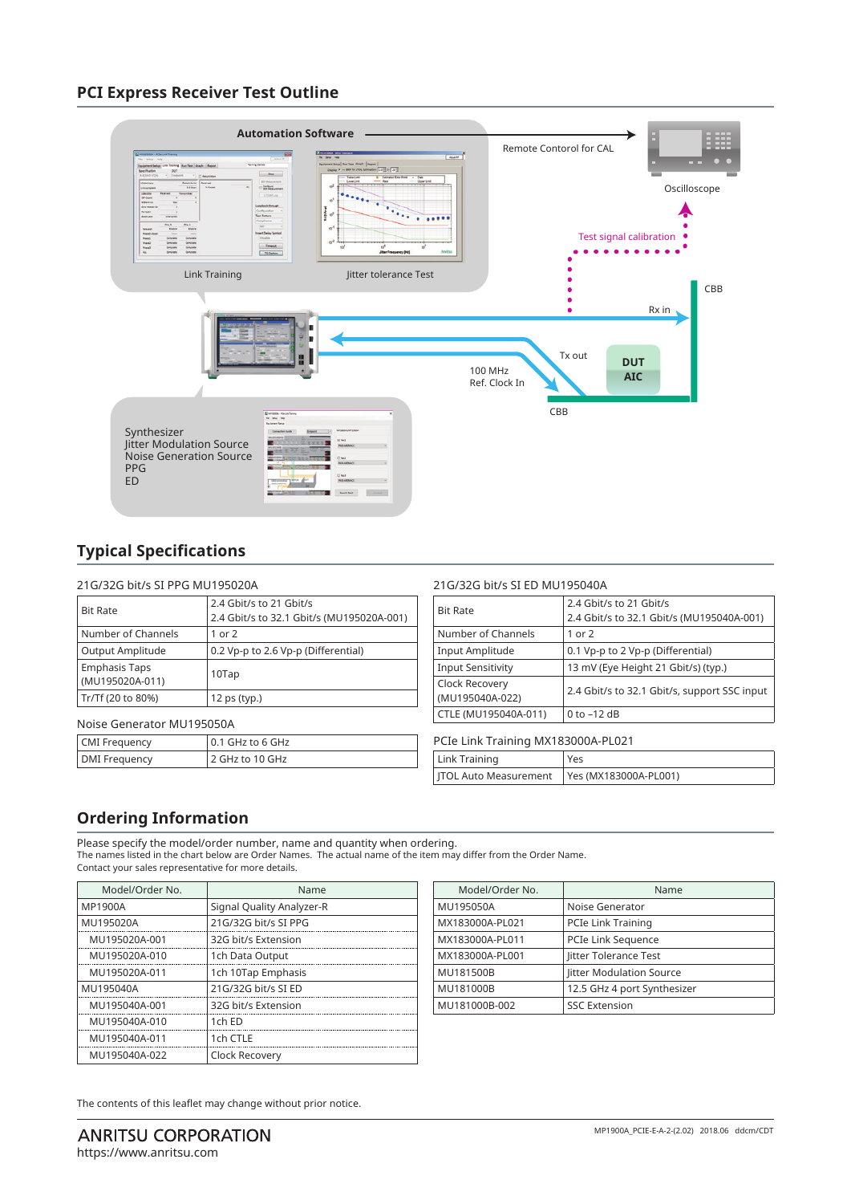## PCI Express Receiver Test Outline

Automation Software

Remote Contorol for CAL

Oscilloscope

Test signal calibration

Link Training

Jitter tolerance Test

CBB

Rx in

Tx out

100 MHz
Ref. Clock In

DUT
AIC

CBB

Synthesizer
Jitter Modulation Source
Noise Generation Source
PPG
ED

## Typical Specifications

21G/32G bit/s SI PPG MU195020A

| | |
|---|---|
| Bit Rate | 2.4 Gbit/s to 21 Gbit/s<br>2.4 Gbit/s to 32.1 Gbit/s (MU195020A-001) |
| Number of Channels | 1 or 2 |
| Output Amplitude | 0.2 Vp-p to 2.6 Vp-p (Differential) |
| Emphasis Taps (MU195020A-011) | 10Tap |
| Tr/Tf (20 to 80%) | 12 ps (typ.) |

Noise Generator MU195050A

| | |
|---|---|
| CMI Frequency | 0.1 GHz to 6 GHz |
| DMI Frequency | 2 GHz to 10 GHz |

21G/32G bit/s SI ED MU195040A

| | |
|---|---|
| Bit Rate | 2.4 Gbit/s to 21 Gbit/s<br>2.4 Gbit/s to 32.1 Gbit/s (MU195040A-001) |
| Number of Channels | 1 or 2 |
| Input Amplitude | 0.1 Vp-p to 2 Vp-p (Differential) |
| Input Sensitivity | 13 mV (Eye Height 21 Gbit/s) (typ.) |
| Clock Recovery (MU195040A-022) | 2.4 Gbit/s to 32.1 Gbit/s, support SSC input |
| CTLE (MU195040A-011) | 0 to −12 dB |

PCIe Link Training MX183000A-PL021

| | |
|---|---|
| Link Training | Yes |
| JTOL Auto Measurement | Yes (MX183000A-PL001) |

## Ordering Information

Please specify the model/order number, name and quantity when ordering.
The names listed in the chart below are Order Names. The actual name of the item may differ from the Order Name.
Contact your sales representative for more details.

| Model/Order No. | Name |
|---|---|
| MP1900A | Signal Quality Analyzer-R |
| MU195020A | 21G/32G bit/s SI PPG |
| MU195020A-001 | 32G bit/s Extension |
| MU195020A-010 | 1ch Data Output |
| MU195020A-011 | 1ch 10Tap Emphasis |
| MU195040A | 21G/32G bit/s SI ED |
| MU195040A-001 | 32G bit/s Extension |
| MU195040A-010 | 1ch ED |
| MU195040A-011 | 1ch CTLE |
| MU195040A-022 | Clock Recovery |

| Model/Order No. | Name |
|---|---|
| MU195050A | Noise Generator |
| MX183000A-PL021 | PCIe Link Training |
| MX183000A-PL011 | PCIe Link Sequence |
| MX183000A-PL001 | Jitter Tolerance Test |
| MU181500B | Jitter Modulation Source |
| MU181000B | 12.5 GHz 4 port Synthesizer |
| MU181000B-002 | SSC Extension |

The contents of this leaflet may change without prior notice.

ANRITSU CORPORATION
https://www.anritsu.com

MP1900A_PCIE-E-A-2-(2.02) 2018.06 ddcm/CDT